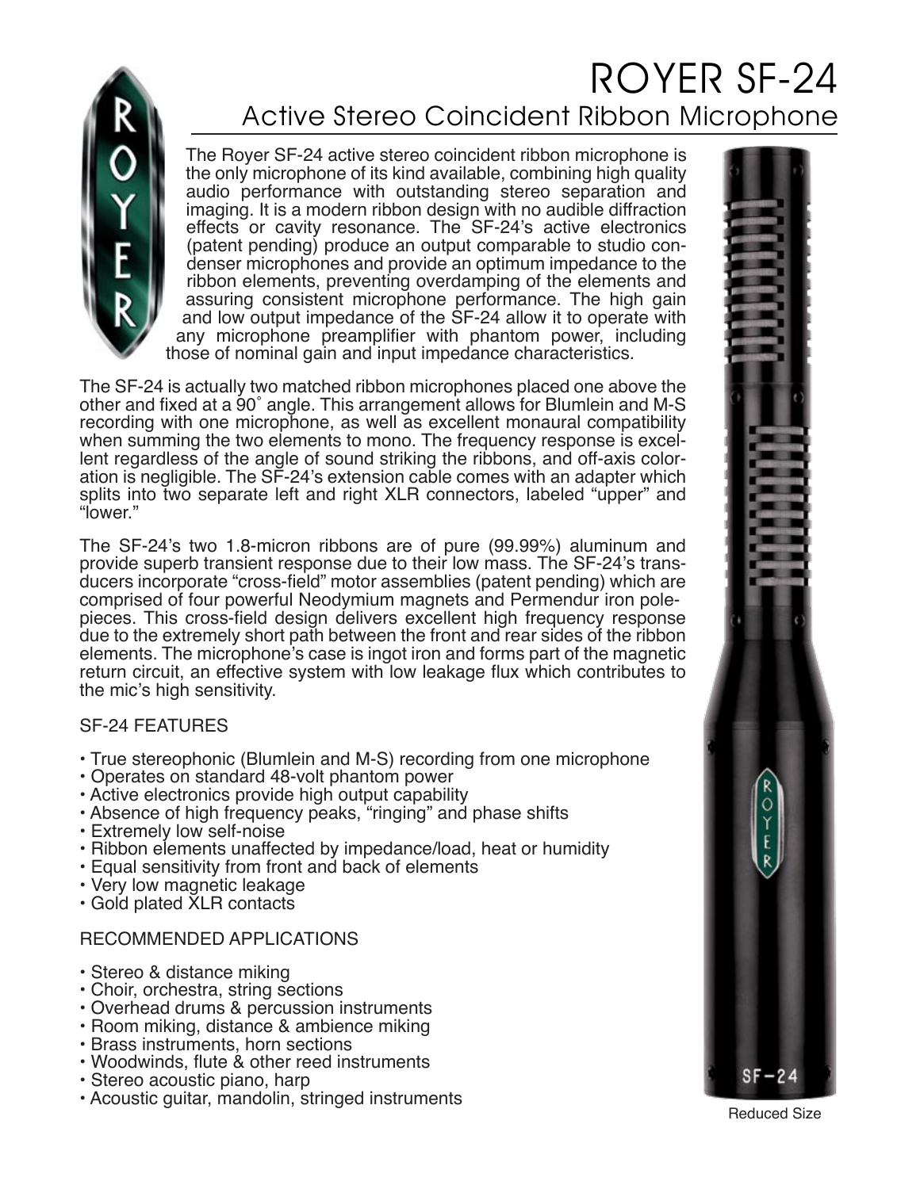# ROYER SF-24

## Active Stereo Coincident Ribbon Microphone

The Royer SF-24 active stereo coincident ribbon microphone is the only microphone of its kind available, combining high quality audio performance with outstanding stereo separation and imaging. It is a modern ribbon design with no audible diffraction effects or cavity resonance. The SF-24's active electronics (patent pending) produce an output comparable to studio condenser microphones and provide an optimum impedance to the ribbon elements, preventing overdamping of the elements and assuring consistent microphone performance. The high gain and low output impedance of the SF-24 allow it to operate with any microphone preamplifier with phantom power, including those of nominal gain and input impedance characteristics.

The SF-24 is actually two matched ribbon microphones placed one above the other and fixed at a 90˚ angle. This arrangement allows for Blumlein and M-S recording with one microphone, as well as excellent monaural compatibility when summing the two elements to mono. The frequency response is excellent regardless of the angle of sound striking the ribbons, and off-axis coloration is negligible. The SF-24's extension cable comes with an adapter which splits into two separate left and right XLR connectors, labeled "upper" and "lower."

The SF-24's two 1.8-micron ribbons are of pure (99.99%) aluminum and provide superb transient response due to their low mass. The SF-24's transducers incorporate "cross-field" motor assemblies (patent pending) which are comprised of four powerful Neodymium magnets and Permendur iron pole-pieces. This cross-field design delivers excellent high frequency response due to the extremely short path between the front and rear sides of the ribbon elements. The microphone's case is ingot iron and forms part of the magnetic return circuit, an effective system with low leakage flux which contributes to the mic's high sensitivity.

### SF-24 FEATURES

- True stereophonic (Blumlein and M-S) recording from one microphone
- Operates on standard 48-volt phantom power
- Active electronics provide high output capability
- Absence of high frequency peaks, "ringing" and phase shifts
- Extremely low self-noise
- Ribbon elements unaffected by impedance/load, heat or humidity
- Equal sensitivity from front and back of elements
- Very low magnetic leakage
- Gold plated XLR contacts

### RECOMMENDED APPLICATIONS

- Stereo & distance miking
- Choir, orchestra, string sections
- Overhead drums & percussion instruments
- Room miking, distance & ambience miking
- Brass instruments, horn sections
- Woodwinds, flute & other reed instruments
- Stereo acoustic piano, harp
- Acoustic guitar, mandolin, stringed instruments

Reduced Size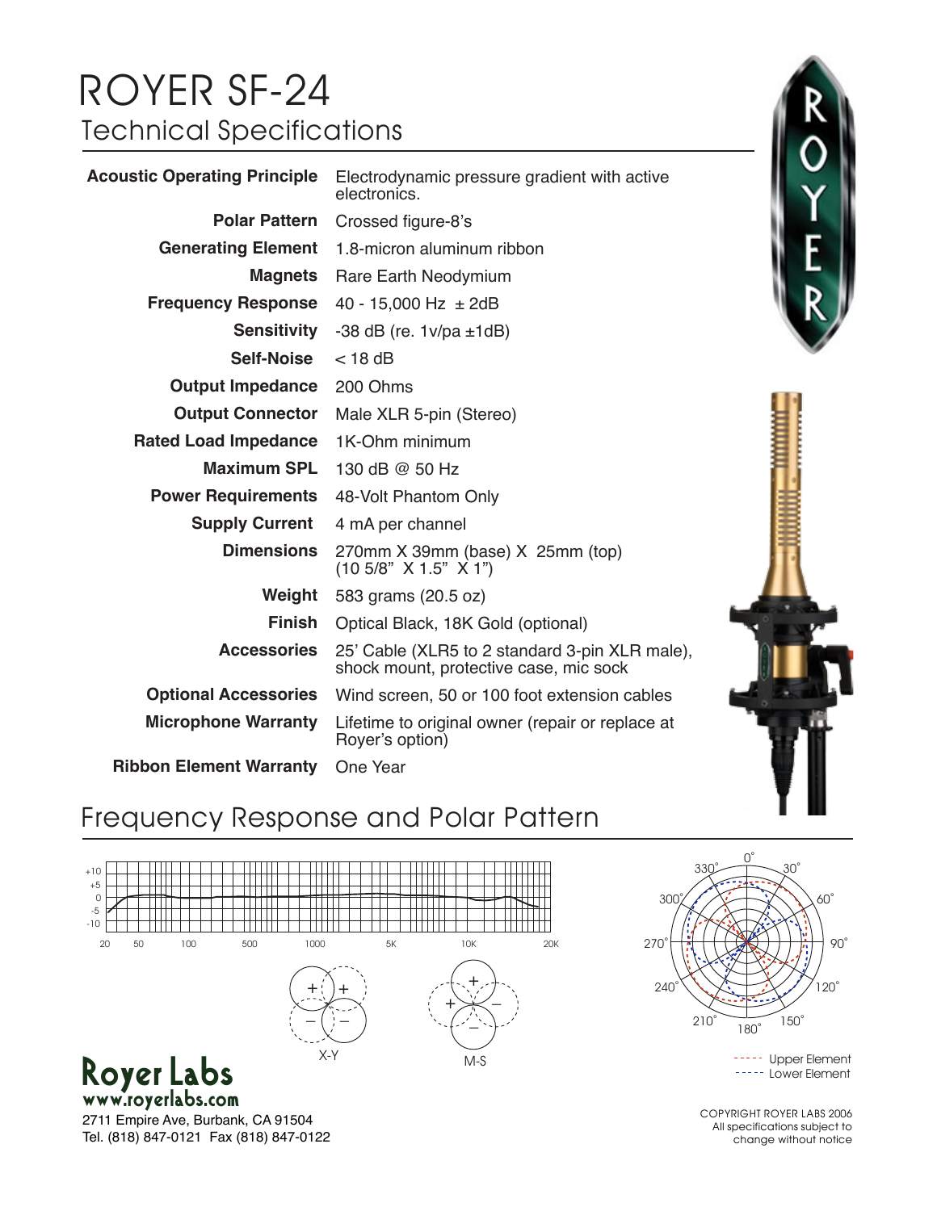# ROYER SF-24

## Technical Specifications

| | |
|---|---|
| **Acoustic Operating Principle** | Electrodynamic pressure gradient with active electronics. |
| **Polar Pattern** | Crossed figure-8's |
| **Generating Element** | 1.8-micron aluminum ribbon |
| **Magnets** | Rare Earth Neodymium |
| **Frequency Response** | 40 - 15,000 Hz ± 2dB |
| **Sensitivity** | -38 dB (re. 1v/pa ±1dB) |
| **Self-Noise** | < 18 dB |
| **Output Impedance** | 200 Ohms |
| **Output Connector** | Male XLR 5-pin (Stereo) |
| **Rated Load Impedance** | 1K-Ohm minimum |
| **Maximum SPL** | 130 dB @ 50 Hz |
| **Power Requirements** | 48-Volt Phantom Only |
| **Supply Current** | 4 mA per channel |
| **Dimensions** | 270mm X 39mm (base) X 25mm (top) (10 5/8" X 1.5" X 1") |
| **Weight** | 583 grams (20.5 oz) |
| **Finish** | Optical Black, 18K Gold (optional) |
| **Accessories** | 25' Cable (XLR5 to 2 standard 3-pin XLR male), shock mount, protective case, mic sock |
| **Optional Accessories** | Wind screen, 50 or 100 foot extension cables |
| **Microphone Warranty** | Lifetime to original owner (repair or replace at Royer's option) |
| **Ribbon Element Warranty** | One Year |

## Frequency Response and Polar Pattern

+10
+5
0
-5
-10

20 50 100 500 1000 5K 10K 20K

X-Y

M-S

0° 30° 60° 90° 120° 150° 180° 210° 240° 270° 300° 330°

Upper Element
Lower Element

Royer Labs
www.royerlabs.com
2711 Empire Ave, Burbank, CA 91504
Tel. (818) 847-0121 Fax (818) 847-0122

COPYRIGHT ROYER LABS 2006
All specifications subject to change without notice